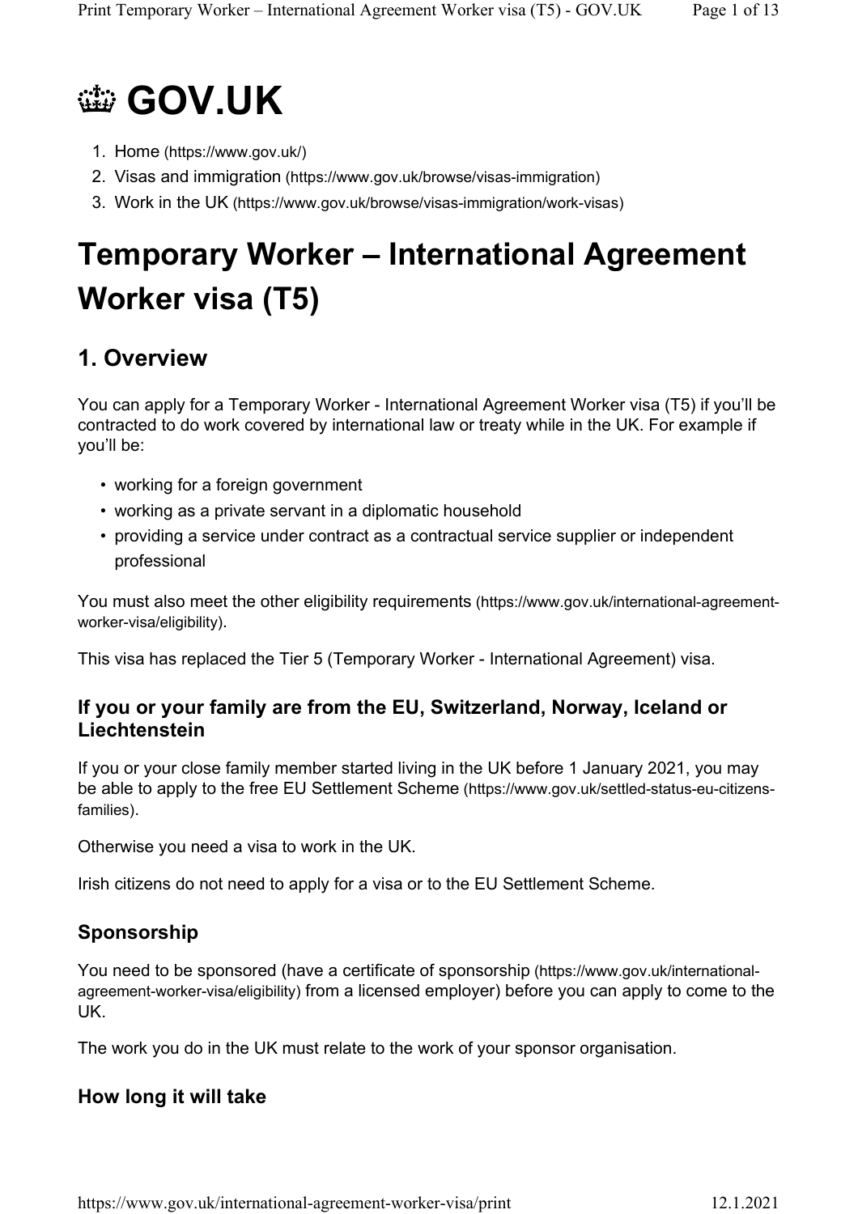# GOV.UK

1. Home (https://www.gov.uk/)
2. Visas and immigration (https://www.gov.uk/browse/visas-immigration)
3. Work in the UK (https://www.gov.uk/browse/visas-immigration/work-visas)

# Temporary Worker – International Agreement Worker visa (T5)

## 1. Overview

You can apply for a Temporary Worker - International Agreement Worker visa (T5) if you'll be contracted to do work covered by international law or treaty while in the UK. For example if you'll be:

- working for a foreign government
- working as a private servant in a diplomatic household
- providing a service under contract as a contractual service supplier or independent professional

You must also meet the other eligibility requirements (https://www.gov.uk/international-agreement-worker-visa/eligibility).

This visa has replaced the Tier 5 (Temporary Worker - International Agreement) visa.

### If you or your family are from the EU, Switzerland, Norway, Iceland or Liechtenstein

If you or your close family member started living in the UK before 1 January 2021, you may be able to apply to the free EU Settlement Scheme (https://www.gov.uk/settled-status-eu-citizens-families).

Otherwise you need a visa to work in the UK.

Irish citizens do not need to apply for a visa or to the EU Settlement Scheme.

### Sponsorship

You need to be sponsored (have a certificate of sponsorship (https://www.gov.uk/international-agreement-worker-visa/eligibility) from a licensed employer) before you can apply to come to the UK.

The work you do in the UK must relate to the work of your sponsor organisation.

### How long it will take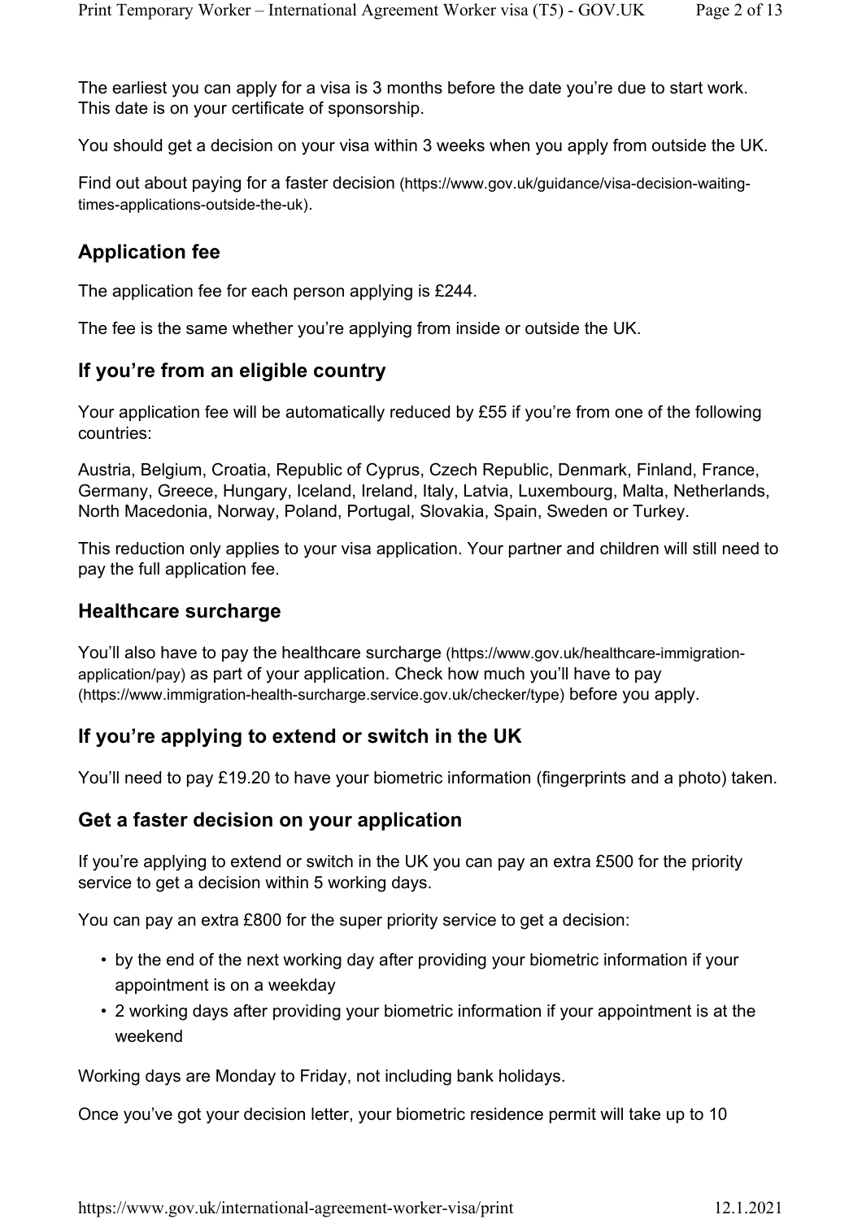The earliest you can apply for a visa is 3 months before the date you're due to start work. This date is on your certificate of sponsorship.

You should get a decision on your visa within 3 weeks when you apply from outside the UK.

Find out about paying for a faster decision (https://www.gov.uk/guidance/visa-decision-waiting-times-applications-outside-the-uk).

## Application fee

The application fee for each person applying is £244.

The fee is the same whether you're applying from inside or outside the UK.

## If you're from an eligible country

Your application fee will be automatically reduced by £55 if you're from one of the following countries:

Austria, Belgium, Croatia, Republic of Cyprus, Czech Republic, Denmark, Finland, France, Germany, Greece, Hungary, Iceland, Ireland, Italy, Latvia, Luxembourg, Malta, Netherlands, North Macedonia, Norway, Poland, Portugal, Slovakia, Spain, Sweden or Turkey.

This reduction only applies to your visa application. Your partner and children will still need to pay the full application fee.

## Healthcare surcharge

You'll also have to pay the healthcare surcharge (https://www.gov.uk/healthcare-immigration-application/pay) as part of your application. Check how much you'll have to pay (https://www.immigration-health-surcharge.service.gov.uk/checker/type) before you apply.

## If you're applying to extend or switch in the UK

You'll need to pay £19.20 to have your biometric information (fingerprints and a photo) taken.

## Get a faster decision on your application

If you're applying to extend or switch in the UK you can pay an extra £500 for the priority service to get a decision within 5 working days.

You can pay an extra £800 for the super priority service to get a decision:

- by the end of the next working day after providing your biometric information if your appointment is on a weekday
- 2 working days after providing your biometric information if your appointment is at the weekend

Working days are Monday to Friday, not including bank holidays.

Once you've got your decision letter, your biometric residence permit will take up to 10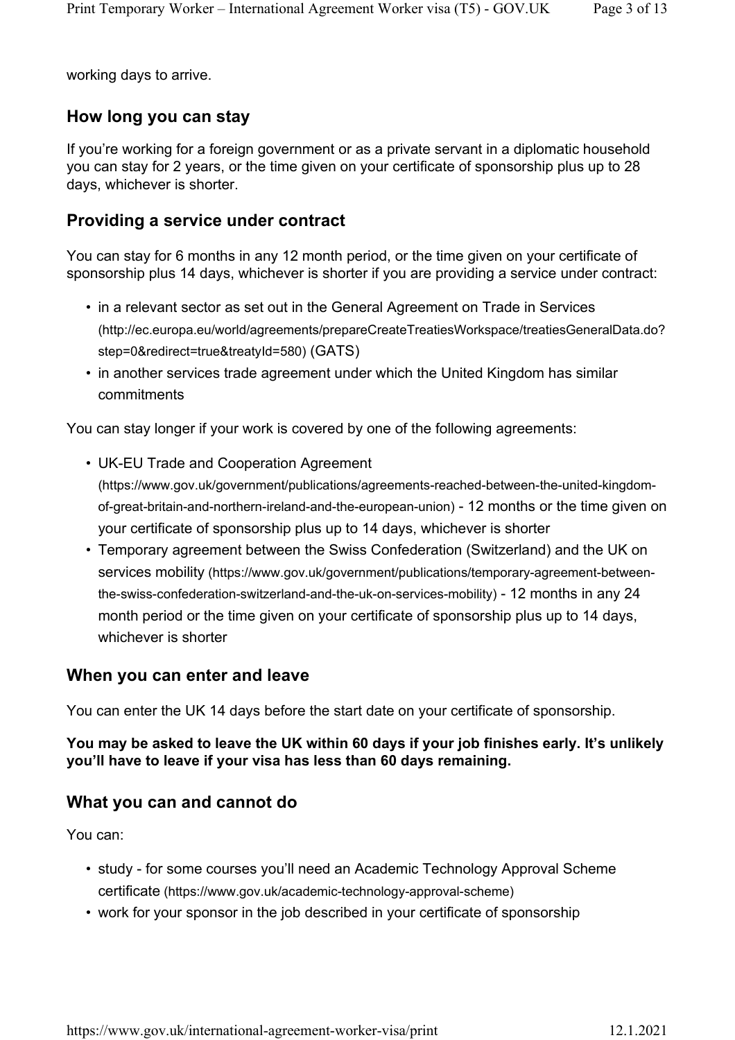working days to arrive.

## How long you can stay

If you're working for a foreign government or as a private servant in a diplomatic household you can stay for 2 years, or the time given on your certificate of sponsorship plus up to 28 days, whichever is shorter.

## Providing a service under contract

You can stay for 6 months in any 12 month period, or the time given on your certificate of sponsorship plus 14 days, whichever is shorter if you are providing a service under contract:

- in a relevant sector as set out in the General Agreement on Trade in Services (http://ec.europa.eu/world/agreements/prepareCreateTreatiesWorkspace/treatiesGeneralData.do?step=0&redirect=true&treatyId=580) (GATS)
- in another services trade agreement under which the United Kingdom has similar commitments

You can stay longer if your work is covered by one of the following agreements:

- UK-EU Trade and Cooperation Agreement (https://www.gov.uk/government/publications/agreements-reached-between-the-united-kingdom-of-great-britain-and-northern-ireland-and-the-european-union) - 12 months or the time given on your certificate of sponsorship plus up to 14 days, whichever is shorter
- Temporary agreement between the Swiss Confederation (Switzerland) and the UK on services mobility (https://www.gov.uk/government/publications/temporary-agreement-between-the-swiss-confederation-switzerland-and-the-uk-on-services-mobility) - 12 months in any 24 month period or the time given on your certificate of sponsorship plus up to 14 days, whichever is shorter

## When you can enter and leave

You can enter the UK 14 days before the start date on your certificate of sponsorship.

**You may be asked to leave the UK within 60 days if your job finishes early. It's unlikely you'll have to leave if your visa has less than 60 days remaining.**

## What you can and cannot do

You can:

- study - for some courses you'll need an Academic Technology Approval Scheme certificate (https://www.gov.uk/academic-technology-approval-scheme)
- work for your sponsor in the job described in your certificate of sponsorship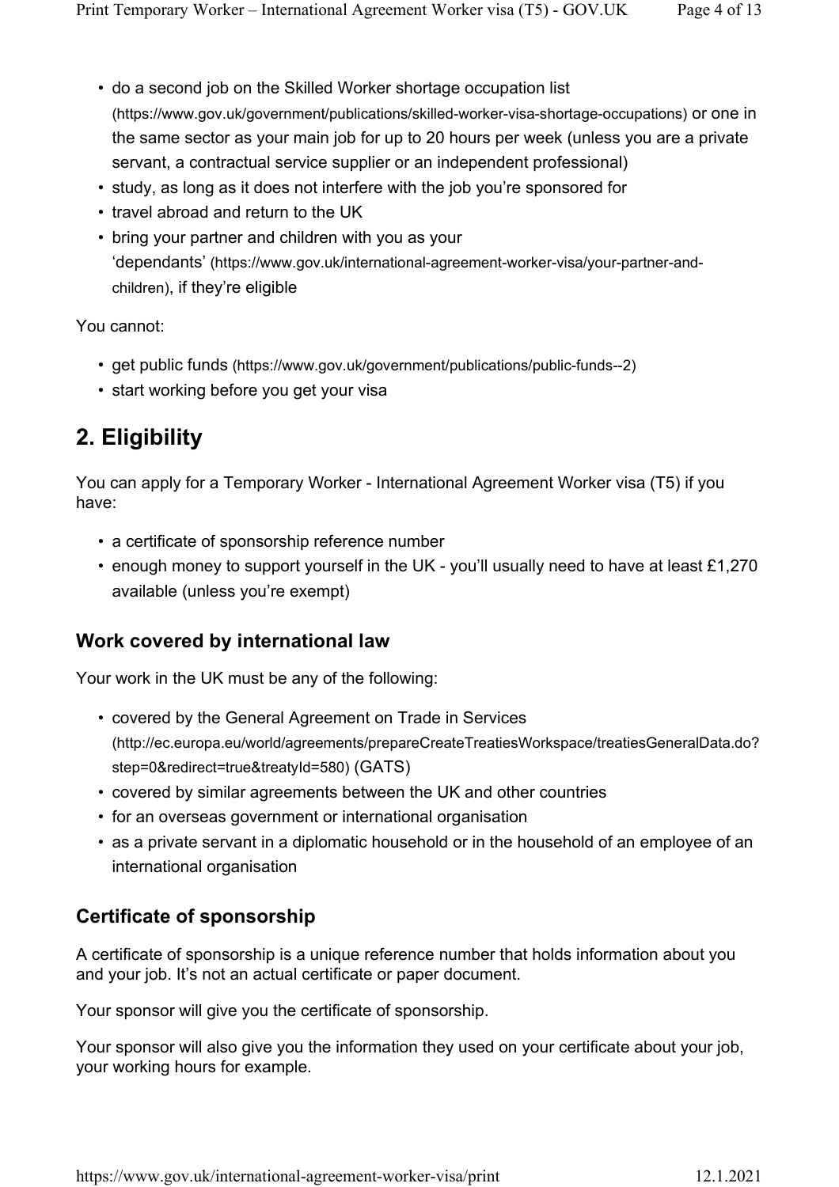- do a second job on the Skilled Worker shortage occupation list (https://www.gov.uk/government/publications/skilled-worker-visa-shortage-occupations) or one in the same sector as your main job for up to 20 hours per week (unless you are a private servant, a contractual service supplier or an independent professional)
- study, as long as it does not interfere with the job you're sponsored for
- travel abroad and return to the UK
- bring your partner and children with you as your 'dependants' (https://www.gov.uk/international-agreement-worker-visa/your-partner-and-children), if they're eligible

You cannot:

- get public funds (https://www.gov.uk/government/publications/public-funds--2)
- start working before you get your visa

## 2. Eligibility

You can apply for a Temporary Worker - International Agreement Worker visa (T5) if you have:

- a certificate of sponsorship reference number
- enough money to support yourself in the UK - you'll usually need to have at least £1,270 available (unless you're exempt)

### Work covered by international law

Your work in the UK must be any of the following:

- covered by the General Agreement on Trade in Services (http://ec.europa.eu/world/agreements/prepareCreateTreatiesWorkspace/treatiesGeneralData.do?step=0&redirect=true&treatyId=580) (GATS)
- covered by similar agreements between the UK and other countries
- for an overseas government or international organisation
- as a private servant in a diplomatic household or in the household of an employee of an international organisation

### Certificate of sponsorship

A certificate of sponsorship is a unique reference number that holds information about you and your job. It's not an actual certificate or paper document.

Your sponsor will give you the certificate of sponsorship.

Your sponsor will also give you the information they used on your certificate about your job, your working hours for example.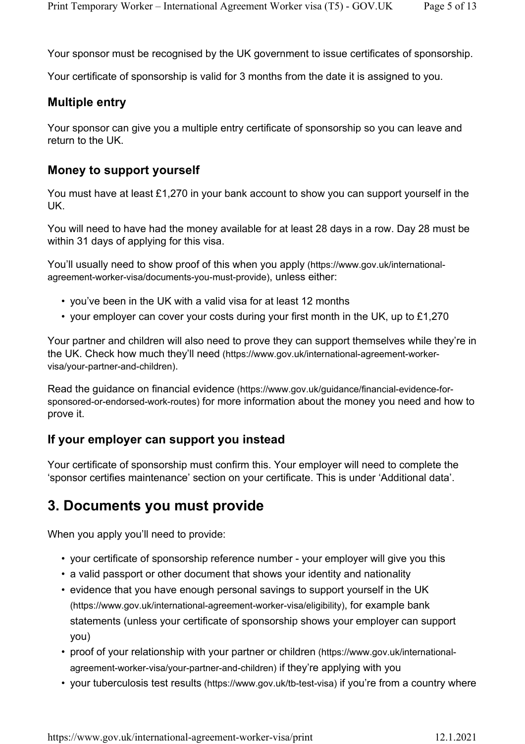Your sponsor must be recognised by the UK government to issue certificates of sponsorship.

Your certificate of sponsorship is valid for 3 months from the date it is assigned to you.

### Multiple entry

Your sponsor can give you a multiple entry certificate of sponsorship so you can leave and return to the UK.

### Money to support yourself

You must have at least £1,270 in your bank account to show you can support yourself in the UK.

You will need to have had the money available for at least 28 days in a row. Day 28 must be within 31 days of applying for this visa.

You'll usually need to show proof of this when you apply (https://www.gov.uk/international-agreement-worker-visa/documents-you-must-provide), unless either:

- you've been in the UK with a valid visa for at least 12 months
- your employer can cover your costs during your first month in the UK, up to £1,270

Your partner and children will also need to prove they can support themselves while they're in the UK. Check how much they'll need (https://www.gov.uk/international-agreement-worker-visa/your-partner-and-children).

Read the guidance on financial evidence (https://www.gov.uk/guidance/financial-evidence-for-sponsored-or-endorsed-work-routes) for more information about the money you need and how to prove it.

### If your employer can support you instead

Your certificate of sponsorship must confirm this. Your employer will need to complete the 'sponsor certifies maintenance' section on your certificate. This is under 'Additional data'.

## 3. Documents you must provide

When you apply you'll need to provide:

- your certificate of sponsorship reference number - your employer will give you this
- a valid passport or other document that shows your identity and nationality
- evidence that you have enough personal savings to support yourself in the UK (https://www.gov.uk/international-agreement-worker-visa/eligibility), for example bank statements (unless your certificate of sponsorship shows your employer can support you)
- proof of your relationship with your partner or children (https://www.gov.uk/international-agreement-worker-visa/your-partner-and-children) if they're applying with you
- your tuberculosis test results (https://www.gov.uk/tb-test-visa) if you're from a country where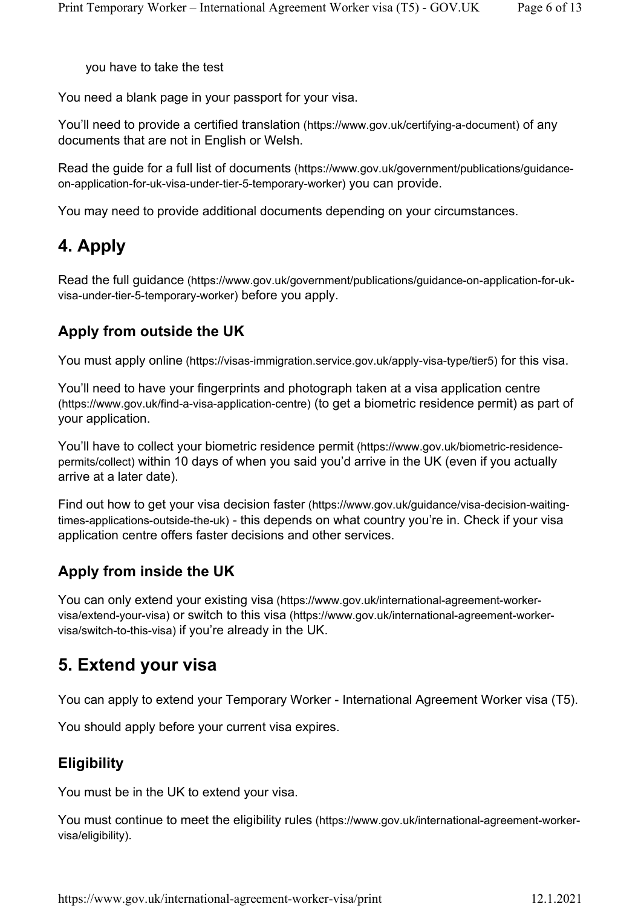you have to take the test

You need a blank page in your passport for your visa.

You'll need to provide a certified translation (https://www.gov.uk/certifying-a-document) of any documents that are not in English or Welsh.

Read the guide for a full list of documents (https://www.gov.uk/government/publications/guidance-on-application-for-uk-visa-under-tier-5-temporary-worker) you can provide.

You may need to provide additional documents depending on your circumstances.

# 4. Apply

Read the full guidance (https://www.gov.uk/government/publications/guidance-on-application-for-uk-visa-under-tier-5-temporary-worker) before you apply.

## Apply from outside the UK

You must apply online (https://visas-immigration.service.gov.uk/apply-visa-type/tier5) for this visa.

You'll need to have your fingerprints and photograph taken at a visa application centre (https://www.gov.uk/find-a-visa-application-centre) (to get a biometric residence permit) as part of your application.

You'll have to collect your biometric residence permit (https://www.gov.uk/biometric-residence-permits/collect) within 10 days of when you said you'd arrive in the UK (even if you actually arrive at a later date).

Find out how to get your visa decision faster (https://www.gov.uk/guidance/visa-decision-waiting-times-applications-outside-the-uk) - this depends on what country you're in. Check if your visa application centre offers faster decisions and other services.

## Apply from inside the UK

You can only extend your existing visa (https://www.gov.uk/international-agreement-worker-visa/extend-your-visa) or switch to this visa (https://www.gov.uk/international-agreement-worker-visa/switch-to-this-visa) if you're already in the UK.

# 5. Extend your visa

You can apply to extend your Temporary Worker - International Agreement Worker visa (T5).

You should apply before your current visa expires.

## Eligibility

You must be in the UK to extend your visa.

You must continue to meet the eligibility rules (https://www.gov.uk/international-agreement-worker-visa/eligibility).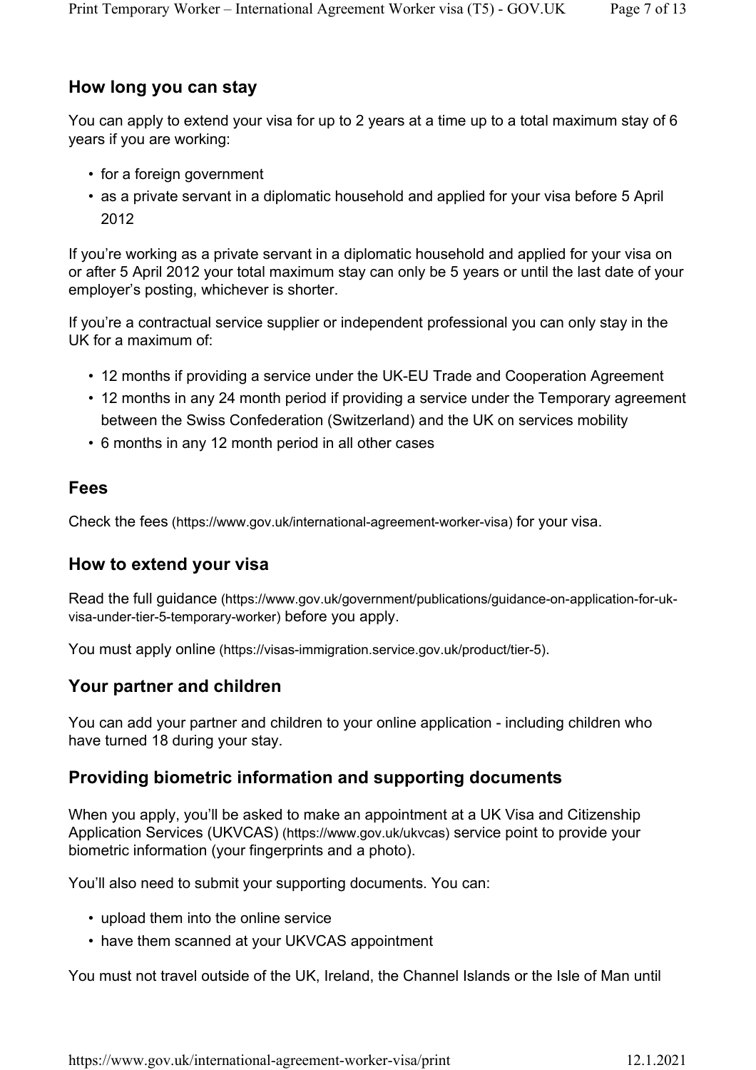## How long you can stay

You can apply to extend your visa for up to 2 years at a time up to a total maximum stay of 6 years if you are working:

- for a foreign government
- as a private servant in a diplomatic household and applied for your visa before 5 April 2012

If you're working as a private servant in a diplomatic household and applied for your visa on or after 5 April 2012 your total maximum stay can only be 5 years or until the last date of your employer's posting, whichever is shorter.

If you're a contractual service supplier or independent professional you can only stay in the UK for a maximum of:

- 12 months if providing a service under the UK-EU Trade and Cooperation Agreement
- 12 months in any 24 month period if providing a service under the Temporary agreement between the Swiss Confederation (Switzerland) and the UK on services mobility
- 6 months in any 12 month period in all other cases

## Fees

Check the fees (https://www.gov.uk/international-agreement-worker-visa) for your visa.

## How to extend your visa

Read the full guidance (https://www.gov.uk/government/publications/guidance-on-application-for-uk-visa-under-tier-5-temporary-worker) before you apply.

You must apply online (https://visas-immigration.service.gov.uk/product/tier-5).

## Your partner and children

You can add your partner and children to your online application - including children who have turned 18 during your stay.

## Providing biometric information and supporting documents

When you apply, you'll be asked to make an appointment at a UK Visa and Citizenship Application Services (UKVCAS) (https://www.gov.uk/ukvcas) service point to provide your biometric information (your fingerprints and a photo).

You'll also need to submit your supporting documents. You can:

- upload them into the online service
- have them scanned at your UKVCAS appointment

You must not travel outside of the UK, Ireland, the Channel Islands or the Isle of Man until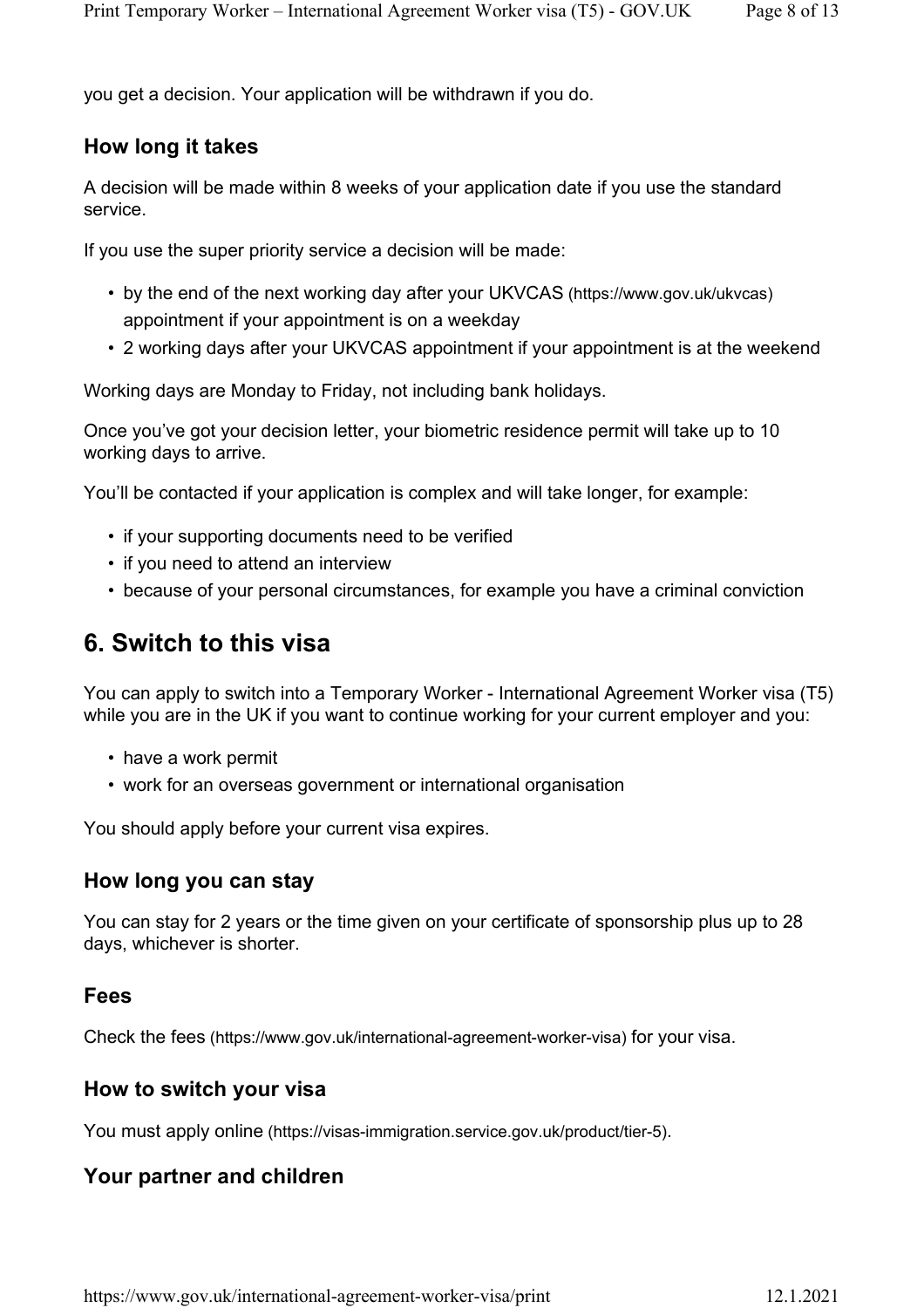you get a decision. Your application will be withdrawn if you do.

### How long it takes

A decision will be made within 8 weeks of your application date if you use the standard service.

If you use the super priority service a decision will be made:

- by the end of the next working day after your UKVCAS (https://www.gov.uk/ukvcas) appointment if your appointment is on a weekday
- 2 working days after your UKVCAS appointment if your appointment is at the weekend

Working days are Monday to Friday, not including bank holidays.

Once you've got your decision letter, your biometric residence permit will take up to 10 working days to arrive.

You'll be contacted if your application is complex and will take longer, for example:

- if your supporting documents need to be verified
- if you need to attend an interview
- because of your personal circumstances, for example you have a criminal conviction

## 6. Switch to this visa

You can apply to switch into a Temporary Worker - International Agreement Worker visa (T5) while you are in the UK if you want to continue working for your current employer and you:

- have a work permit
- work for an overseas government or international organisation

You should apply before your current visa expires.

### How long you can stay

You can stay for 2 years or the time given on your certificate of sponsorship plus up to 28 days, whichever is shorter.

### Fees

Check the fees (https://www.gov.uk/international-agreement-worker-visa) for your visa.

### How to switch your visa

You must apply online (https://visas-immigration.service.gov.uk/product/tier-5).

### Your partner and children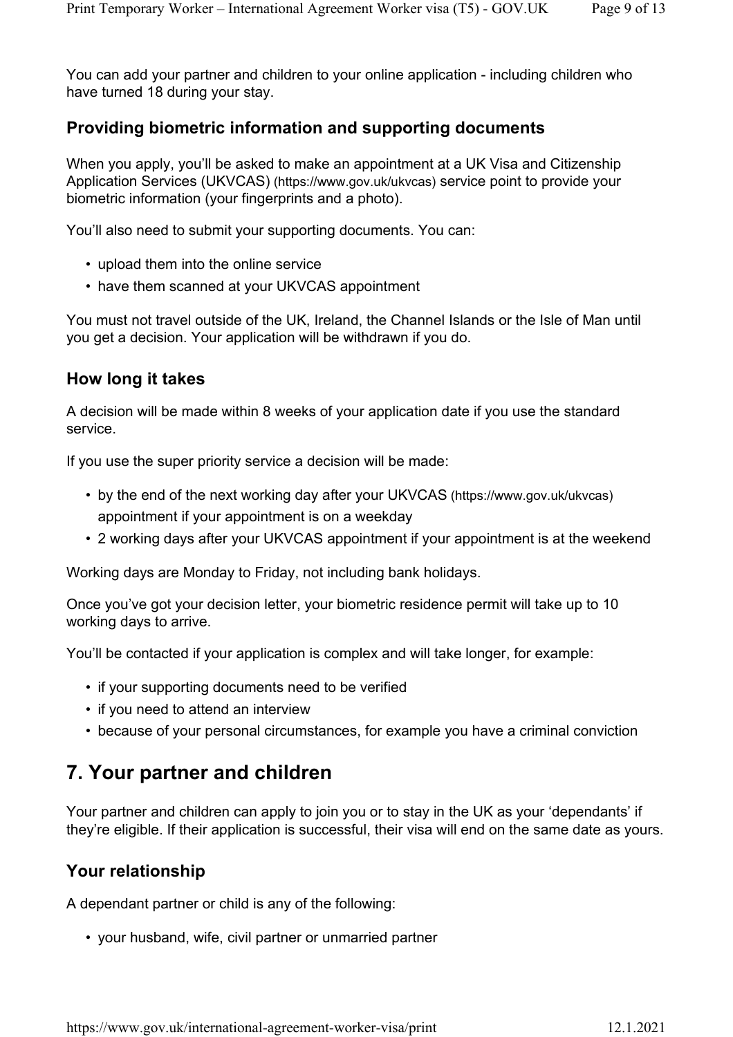You can add your partner and children to your online application - including children who have turned 18 during your stay.

### Providing biometric information and supporting documents

When you apply, you'll be asked to make an appointment at a UK Visa and Citizenship Application Services (UKVCAS) (https://www.gov.uk/ukvcas) service point to provide your biometric information (your fingerprints and a photo).

You'll also need to submit your supporting documents. You can:

- upload them into the online service
- have them scanned at your UKVCAS appointment

You must not travel outside of the UK, Ireland, the Channel Islands or the Isle of Man until you get a decision. Your application will be withdrawn if you do.

### How long it takes

A decision will be made within 8 weeks of your application date if you use the standard service.

If you use the super priority service a decision will be made:

- by the end of the next working day after your UKVCAS (https://www.gov.uk/ukvcas) appointment if your appointment is on a weekday
- 2 working days after your UKVCAS appointment if your appointment is at the weekend

Working days are Monday to Friday, not including bank holidays.

Once you've got your decision letter, your biometric residence permit will take up to 10 working days to arrive.

You'll be contacted if your application is complex and will take longer, for example:

- if your supporting documents need to be verified
- if you need to attend an interview
- because of your personal circumstances, for example you have a criminal conviction

## 7. Your partner and children

Your partner and children can apply to join you or to stay in the UK as your 'dependants' if they're eligible. If their application is successful, their visa will end on the same date as yours.

### Your relationship

A dependant partner or child is any of the following:

- your husband, wife, civil partner or unmarried partner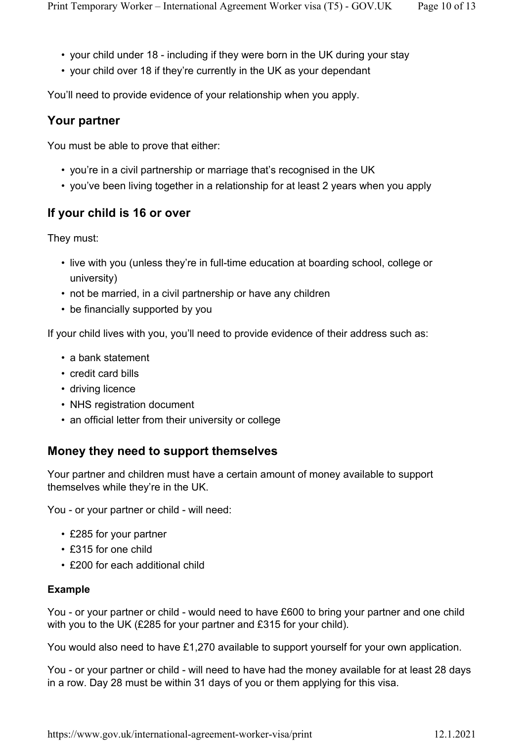- your child under 18 - including if they were born in the UK during your stay
- your child over 18 if they're currently in the UK as your dependant

You'll need to provide evidence of your relationship when you apply.

## Your partner

You must be able to prove that either:

- you're in a civil partnership or marriage that's recognised in the UK
- you've been living together in a relationship for at least 2 years when you apply

## If your child is 16 or over

They must:

- live with you (unless they're in full-time education at boarding school, college or university)
- not be married, in a civil partnership or have any children
- be financially supported by you

If your child lives with you, you'll need to provide evidence of their address such as:

- a bank statement
- credit card bills
- driving licence
- NHS registration document
- an official letter from their university or college

## Money they need to support themselves

Your partner and children must have a certain amount of money available to support themselves while they're in the UK.

You - or your partner or child - will need:

- £285 for your partner
- £315 for one child
- £200 for each additional child

### Example

You - or your partner or child - would need to have £600 to bring your partner and one child with you to the UK (£285 for your partner and £315 for your child).

You would also need to have £1,270 available to support yourself for your own application.

You - or your partner or child - will need to have had the money available for at least 28 days in a row. Day 28 must be within 31 days of you or them applying for this visa.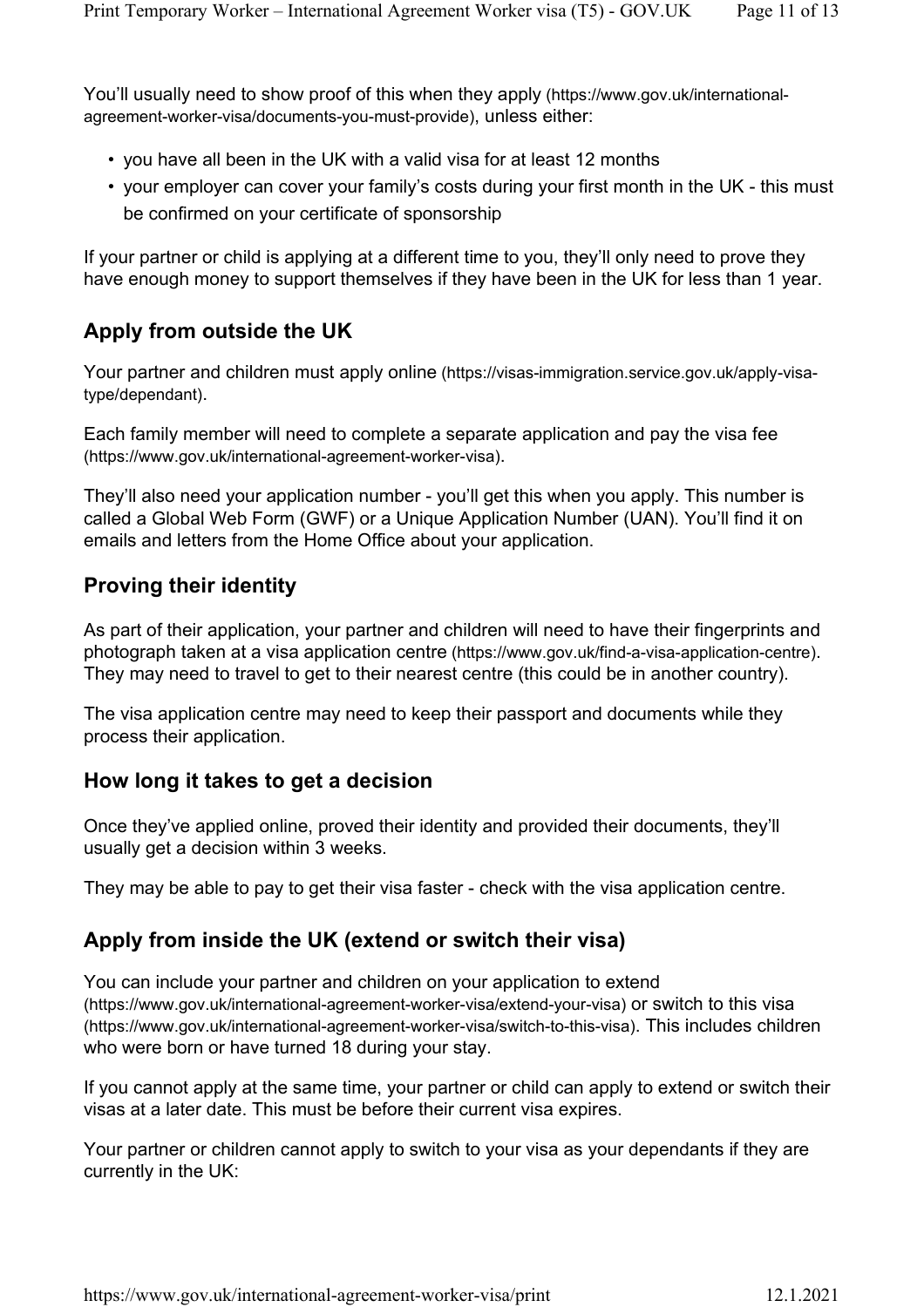You'll usually need to show proof of this when they apply (https://www.gov.uk/international-agreement-worker-visa/documents-you-must-provide), unless either:

- you have all been in the UK with a valid visa for at least 12 months
- your employer can cover your family's costs during your first month in the UK - this must be confirmed on your certificate of sponsorship

If your partner or child is applying at a different time to you, they'll only need to prove they have enough money to support themselves if they have been in the UK for less than 1 year.

## Apply from outside the UK

Your partner and children must apply online (https://visas-immigration.service.gov.uk/apply-visa-type/dependant).

Each family member will need to complete a separate application and pay the visa fee (https://www.gov.uk/international-agreement-worker-visa).

They'll also need your application number - you'll get this when you apply. This number is called a Global Web Form (GWF) or a Unique Application Number (UAN). You'll find it on emails and letters from the Home Office about your application.

## Proving their identity

As part of their application, your partner and children will need to have their fingerprints and photograph taken at a visa application centre (https://www.gov.uk/find-a-visa-application-centre). They may need to travel to get to their nearest centre (this could be in another country).

The visa application centre may need to keep their passport and documents while they process their application.

## How long it takes to get a decision

Once they've applied online, proved their identity and provided their documents, they'll usually get a decision within 3 weeks.

They may be able to pay to get their visa faster - check with the visa application centre.

## Apply from inside the UK (extend or switch their visa)

You can include your partner and children on your application to extend (https://www.gov.uk/international-agreement-worker-visa/extend-your-visa) or switch to this visa (https://www.gov.uk/international-agreement-worker-visa/switch-to-this-visa). This includes children who were born or have turned 18 during your stay.

If you cannot apply at the same time, your partner or child can apply to extend or switch their visas at a later date. This must be before their current visa expires.

Your partner or children cannot apply to switch to your visa as your dependants if they are currently in the UK: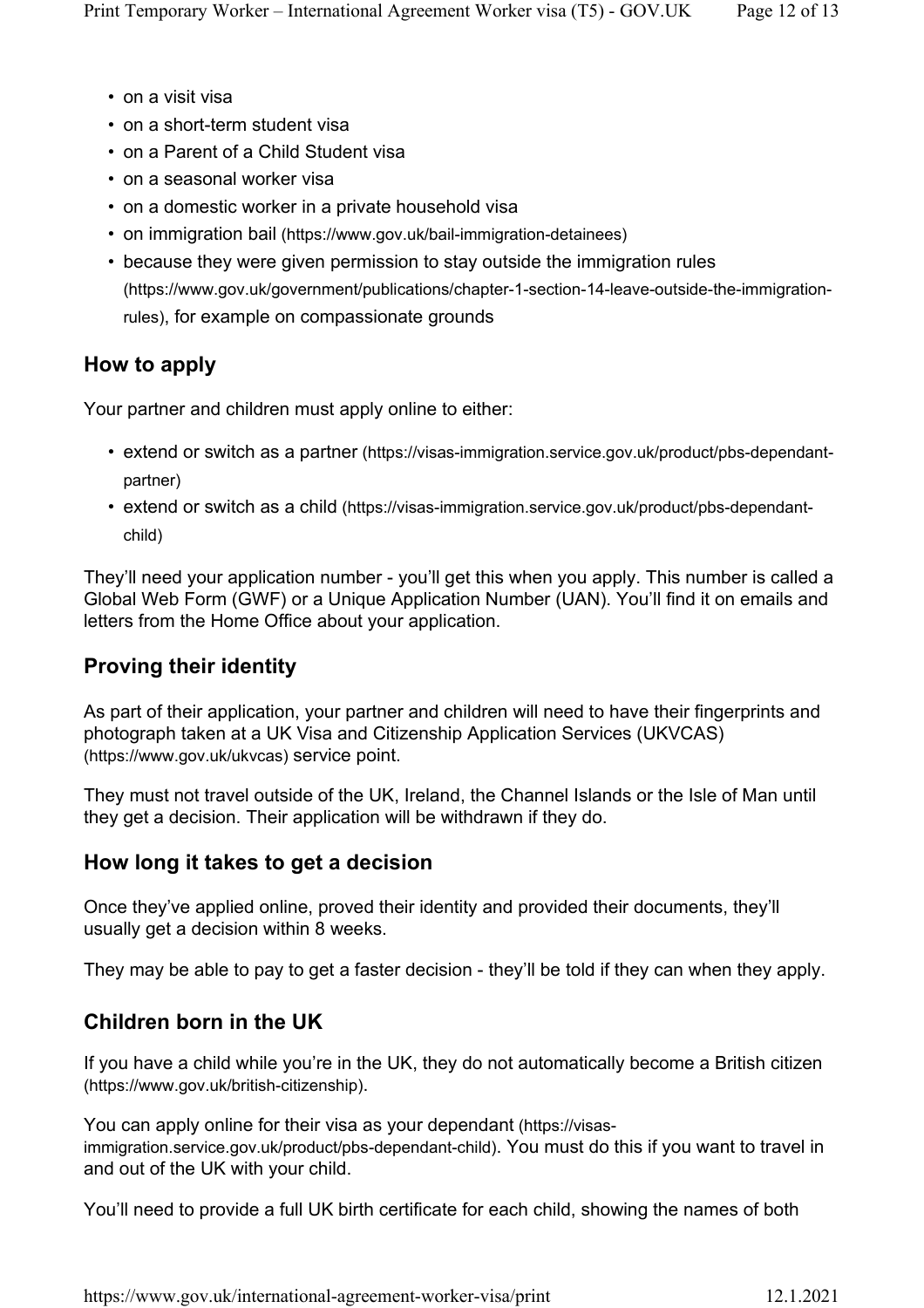- on a visit visa
- on a short-term student visa
- on a Parent of a Child Student visa
- on a seasonal worker visa
- on a domestic worker in a private household visa
- on immigration bail (https://www.gov.uk/bail-immigration-detainees)
- because they were given permission to stay outside the immigration rules (https://www.gov.uk/government/publications/chapter-1-section-14-leave-outside-the-immigration-rules), for example on compassionate grounds

## How to apply

Your partner and children must apply online to either:

- extend or switch as a partner (https://visas-immigration.service.gov.uk/product/pbs-dependant-partner)
- extend or switch as a child (https://visas-immigration.service.gov.uk/product/pbs-dependant-child)

They'll need your application number - you'll get this when you apply. This number is called a Global Web Form (GWF) or a Unique Application Number (UAN). You'll find it on emails and letters from the Home Office about your application.

## Proving their identity

As part of their application, your partner and children will need to have their fingerprints and photograph taken at a UK Visa and Citizenship Application Services (UKVCAS) (https://www.gov.uk/ukvcas) service point.

They must not travel outside of the UK, Ireland, the Channel Islands or the Isle of Man until they get a decision. Their application will be withdrawn if they do.

## How long it takes to get a decision

Once they've applied online, proved their identity and provided their documents, they'll usually get a decision within 8 weeks.

They may be able to pay to get a faster decision - they'll be told if they can when they apply.

## Children born in the UK

If you have a child while you're in the UK, they do not automatically become a British citizen (https://www.gov.uk/british-citizenship).

You can apply online for their visa as your dependant (https://visas-immigration.service.gov.uk/product/pbs-dependant-child). You must do this if you want to travel in and out of the UK with your child.

You'll need to provide a full UK birth certificate for each child, showing the names of both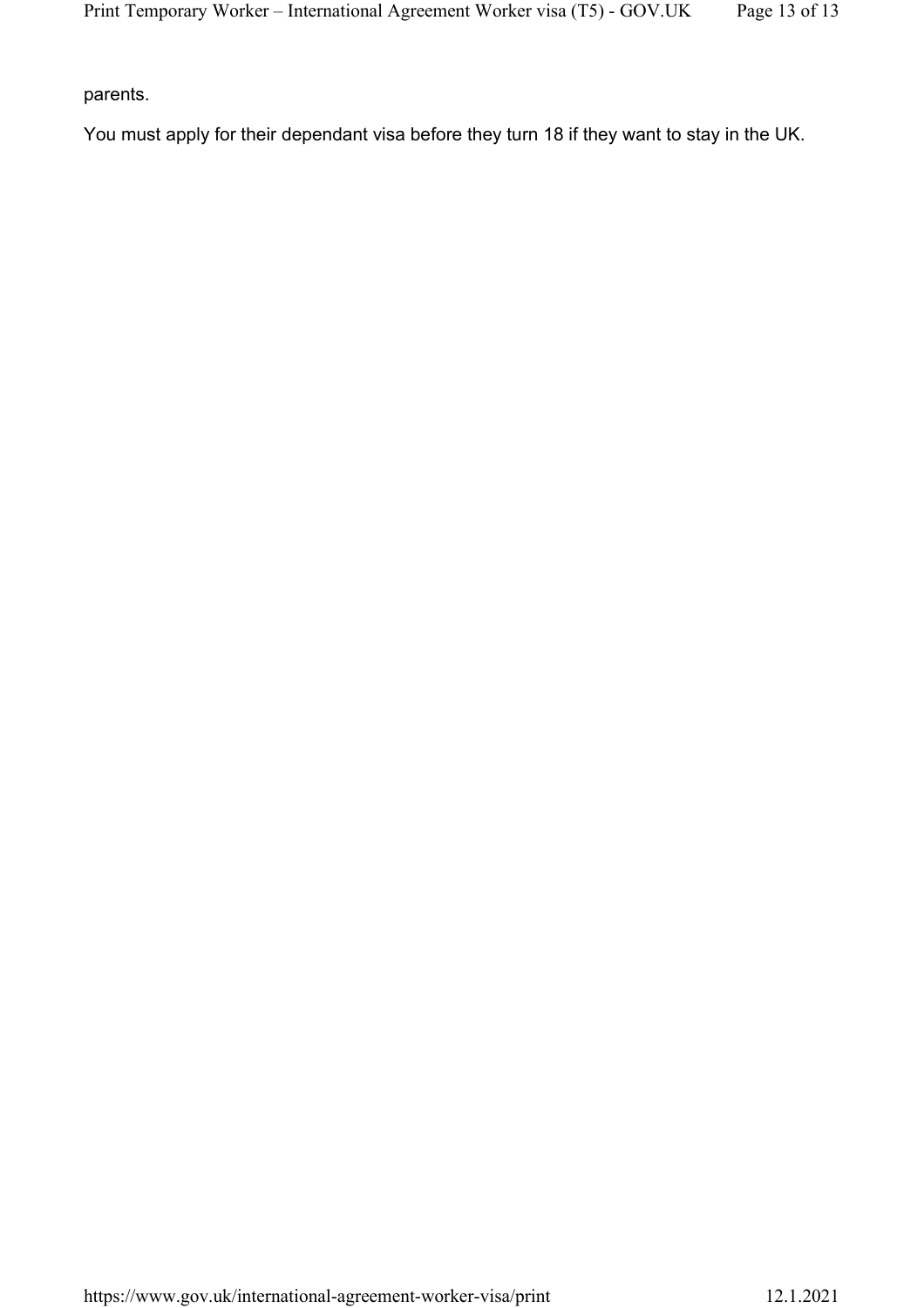parents.

You must apply for their dependant visa before they turn 18 if they want to stay in the UK.